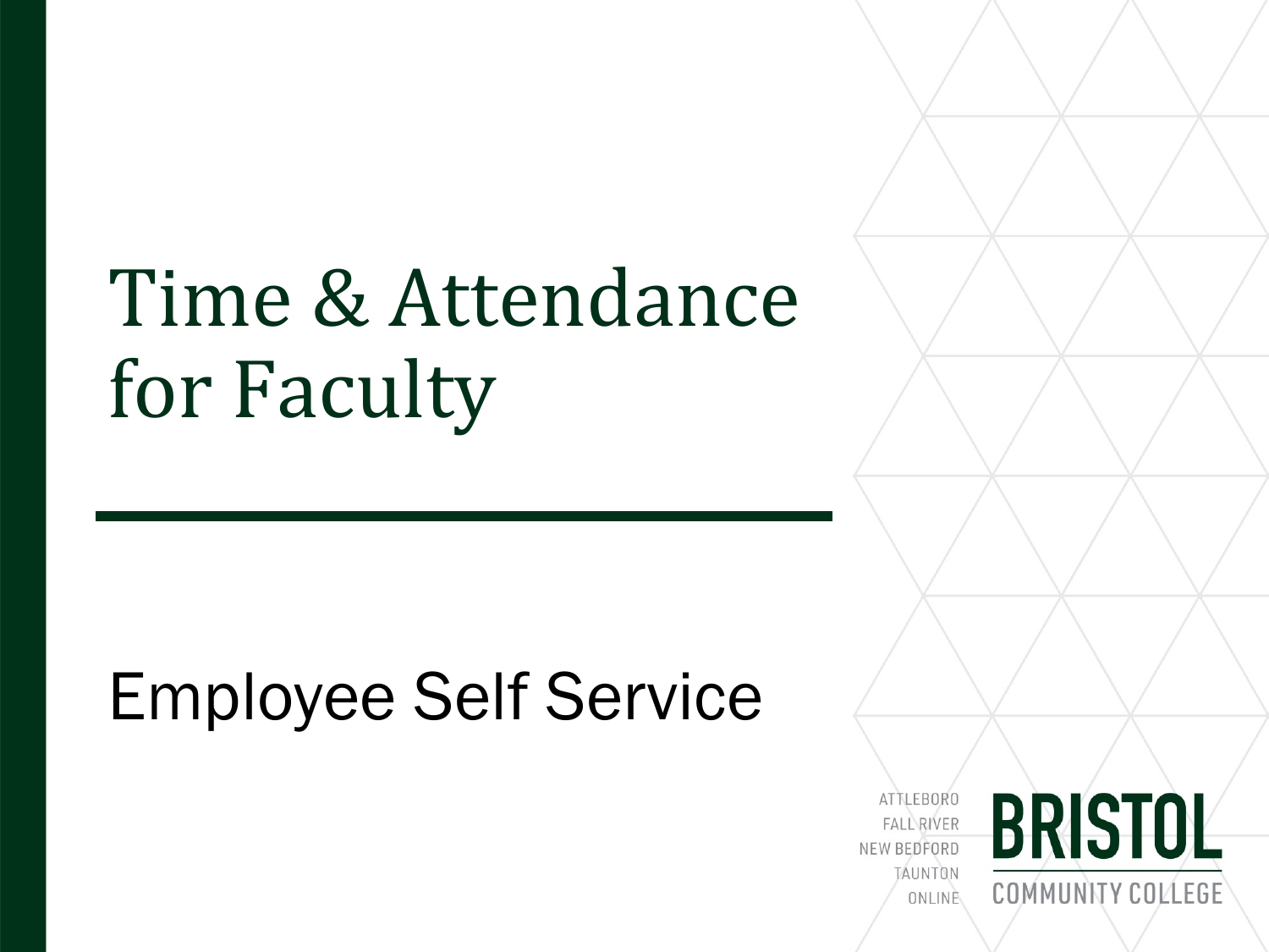# Time & Attendance for Faculty

Employee Self Service

ATTLEBORO
FALL RIVER
NEW BEDFORD
TAUNTON
ONLINE

BRISTOL
COMMUNITY COLLEGE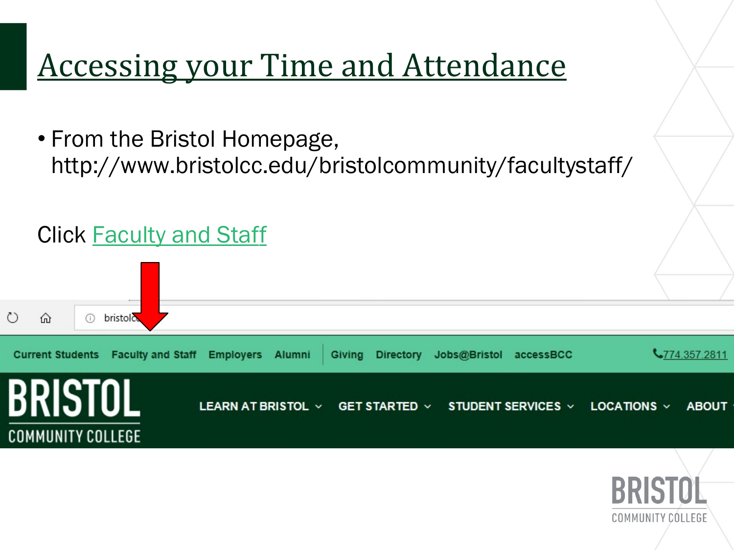# Accessing your Time and Attendance

- From the Bristol Homepage, http://www.bristolcc.edu/bristolcommunity/facultystaff/

Click Faculty and Staff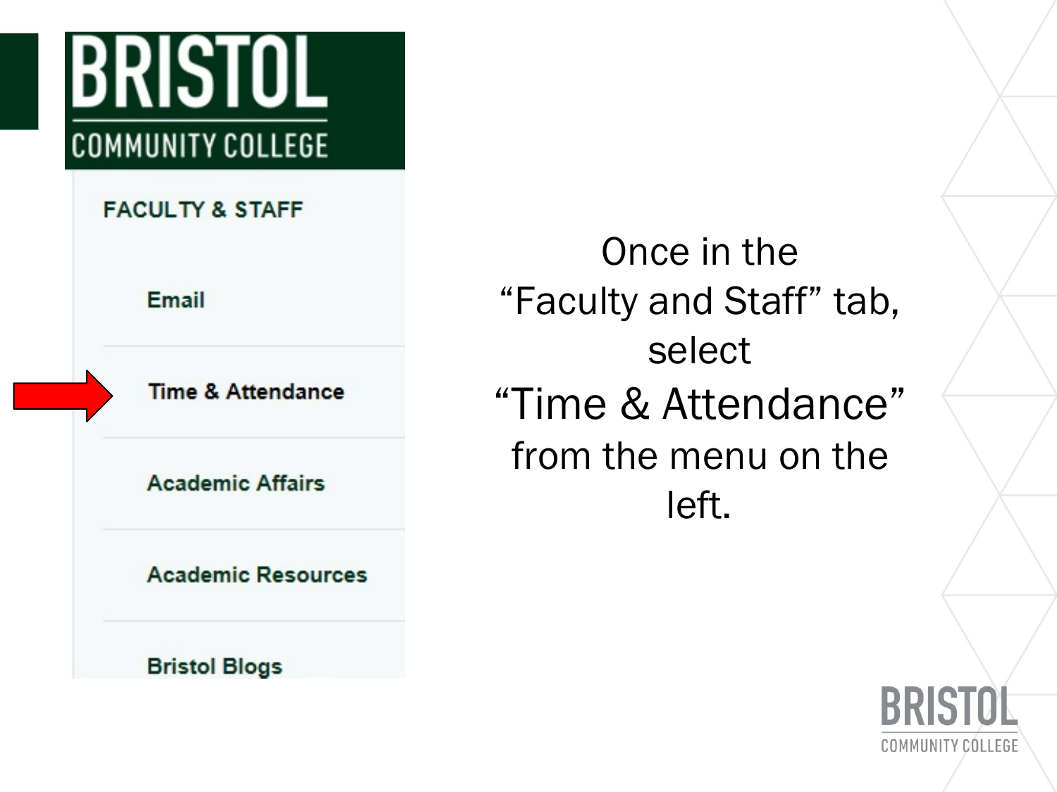BRISTOL
COMMUNITY COLLEGE

FACULTY & STAFF

- Email
- Time & Attendance
- Academic Affairs
- Academic Resources
- Bristol Blogs

Once in the "Faculty and Staff" tab, select "Time & Attendance" from the menu on the left.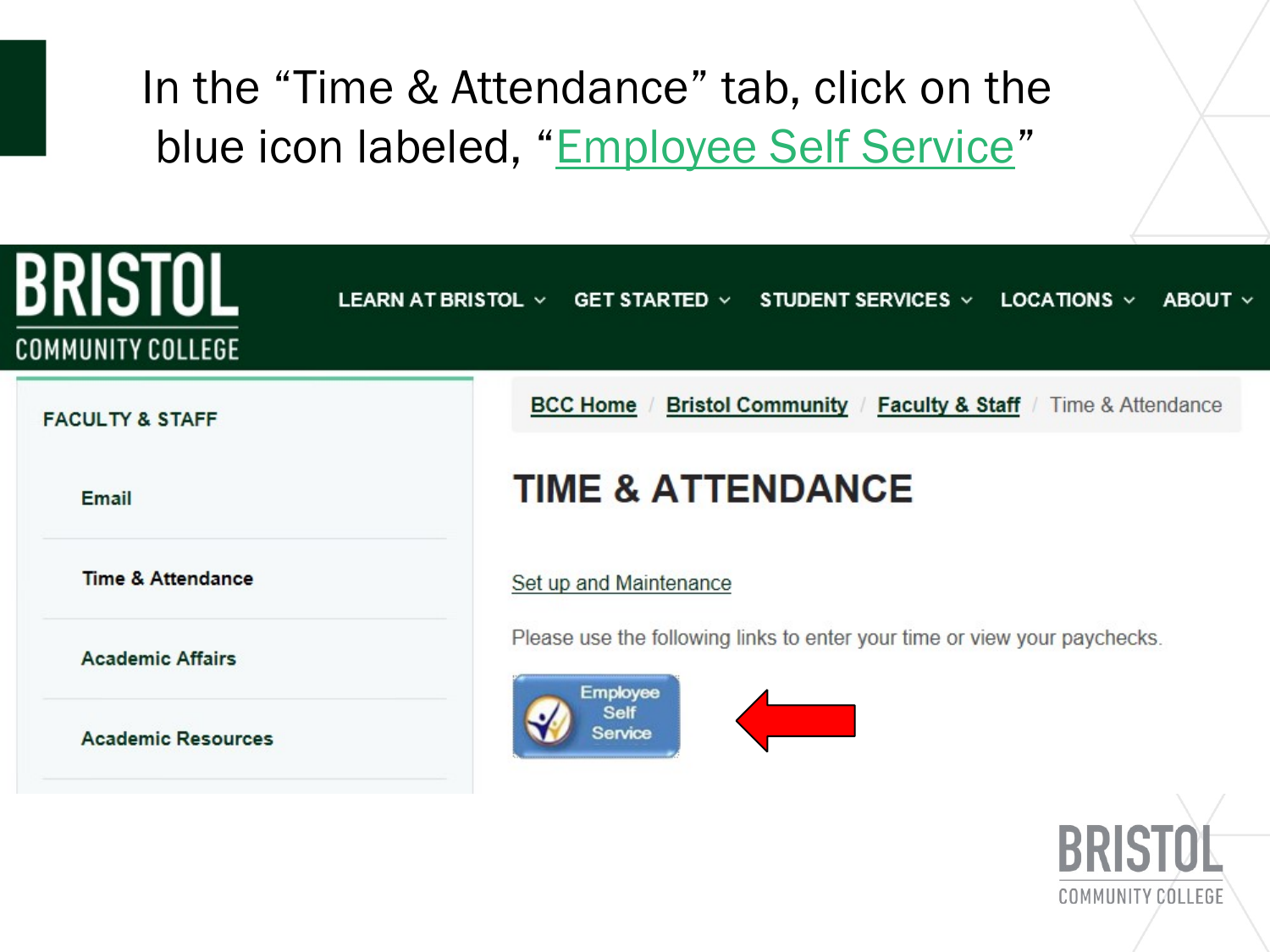In the "Time & Attendance" tab, click on the blue icon labeled, "Employee Self Service"

BRISTOL COMMUNITY COLLEGE

LEARN AT BRISTOL | GET STARTED | STUDENT SERVICES | LOCATIONS | ABOUT

FACULTY & STAFF

- Email
- Time & Attendance
- Academic Affairs
- Academic Resources

BCC Home / Bristol Community / Faculty & Staff / Time & Attendance

TIME & ATTENDANCE

Set up and Maintenance

Please use the following links to enter your time or view your paychecks.

Employee Self Service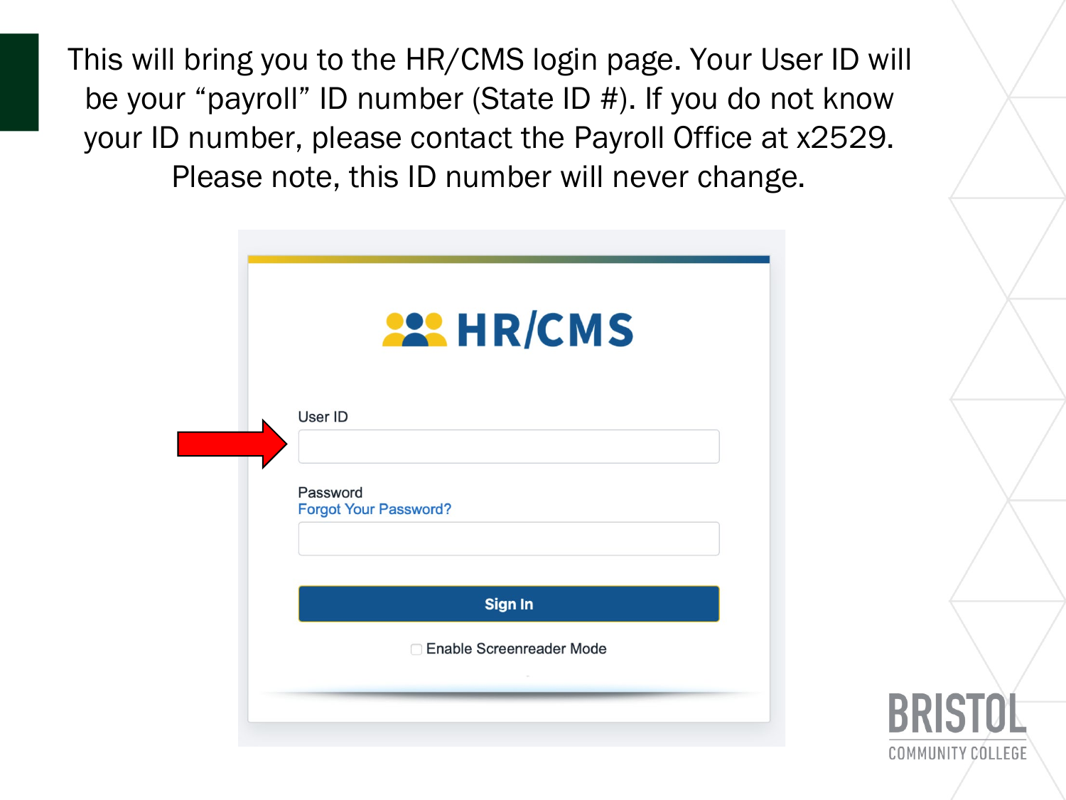This will bring you to the HR/CMS login page. Your User ID will be your "payroll" ID number (State ID #). If you do not know your ID number, please contact the Payroll Office at x2529. Please note, this ID number will never change.

HR/CMS

User ID

Password

Forgot Your Password?

Sign In

Enable Screenreader Mode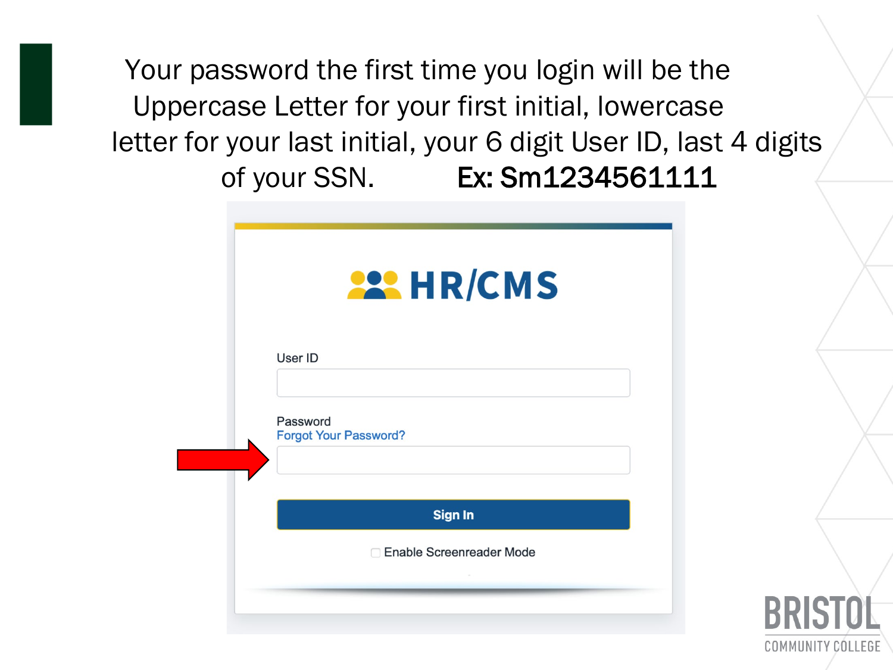Your password the first time you login will be the Uppercase Letter for your first initial, lowercase letter for your last initial, your 6 digit User ID, last 4 digits of your SSN. **Ex: Sm1234561111**

HR/CMS

User ID

Password

Forgot Your Password?

Sign In

Enable Screenreader Mode

BRISTOL COMMUNITY COLLEGE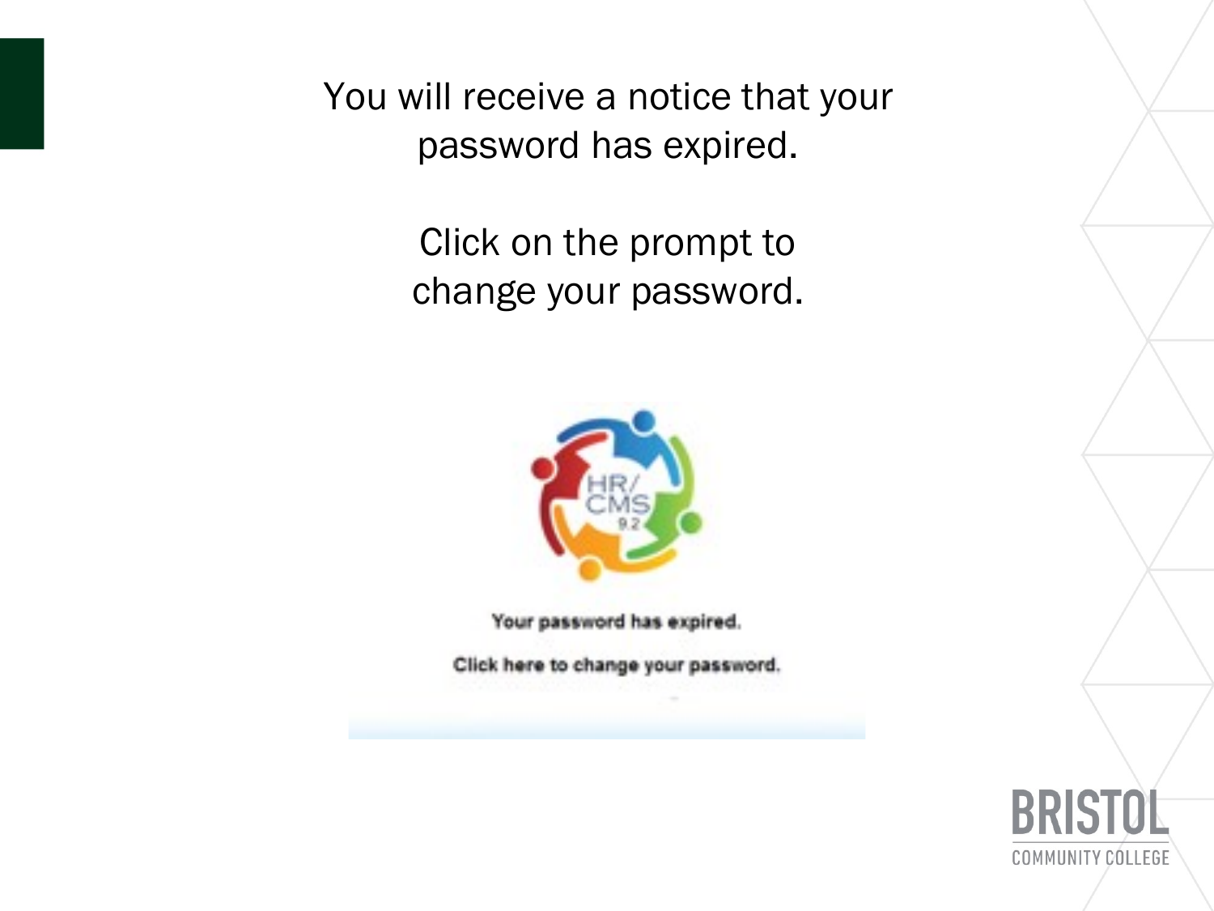You will receive a notice that your password has expired.

Click on the prompt to change your password.

Your password has expired.

Click here to change your password.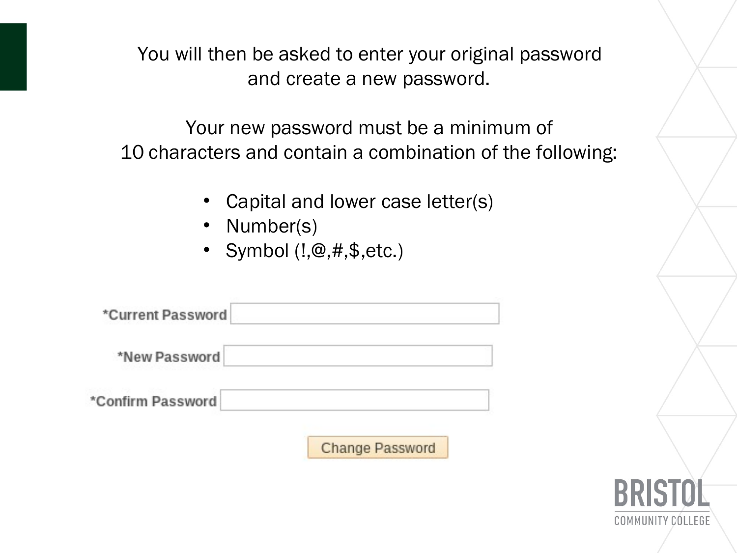You will then be asked to enter your original password and create a new password.

Your new password must be a minimum of 10 characters and contain a combination of the following:

- Capital and lower case letter(s)
- Number(s)
- Symbol (!,@,#,$,etc.)

*Current Password

*New Password

*Confirm Password

Change Password

BRISTOL COMMUNITY COLLEGE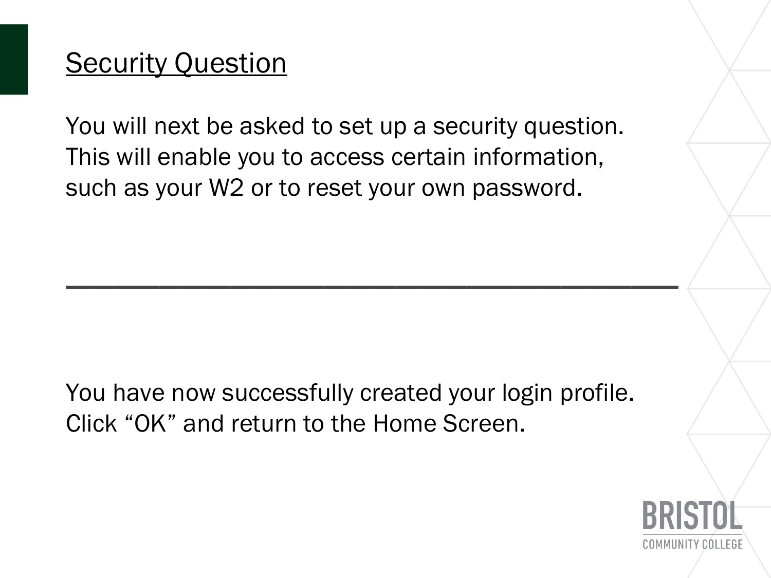## Security Question

You will next be asked to set up a security question. This will enable you to access certain information, such as your W2 or to reset your own password.

---

You have now successfully created your login profile. Click “OK” and return to the Home Screen.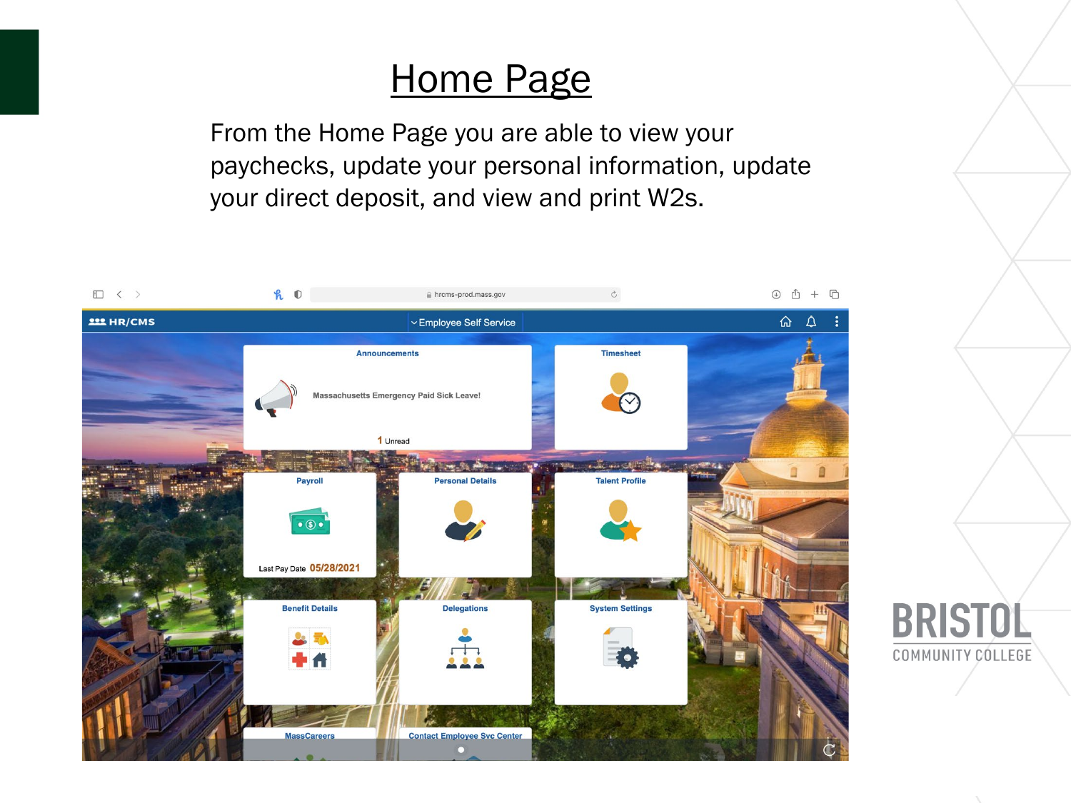# Home Page

From the Home Page you are able to view your paychecks, update your personal information, update your direct deposit, and view and print W2s.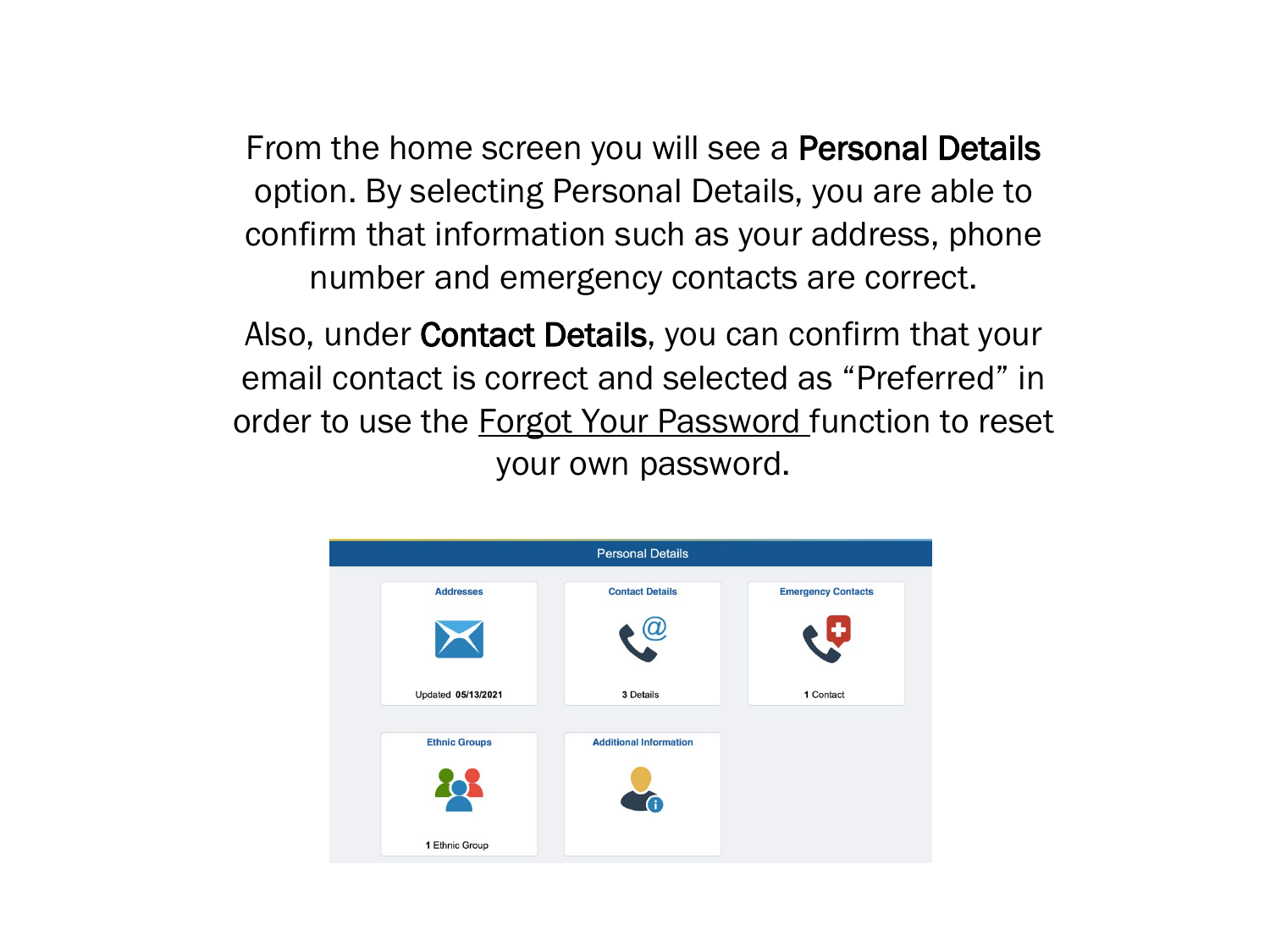From the home screen you will see a **Personal Details** option. By selecting Personal Details, you are able to confirm that information such as your address, phone number and emergency contacts are correct.

Also, under **Contact Details**, you can confirm that your email contact is correct and selected as "Preferred" in order to use the Forgot Your Password function to reset your own password.

Personal Details

| Addresses | Contact Details | Emergency Contacts |
|---|---|---|
| Updated 05/13/2021 | 3 Details | 1 Contact |

| Ethnic Groups | Additional Information |
|---|---|
| 1 Ethnic Group | |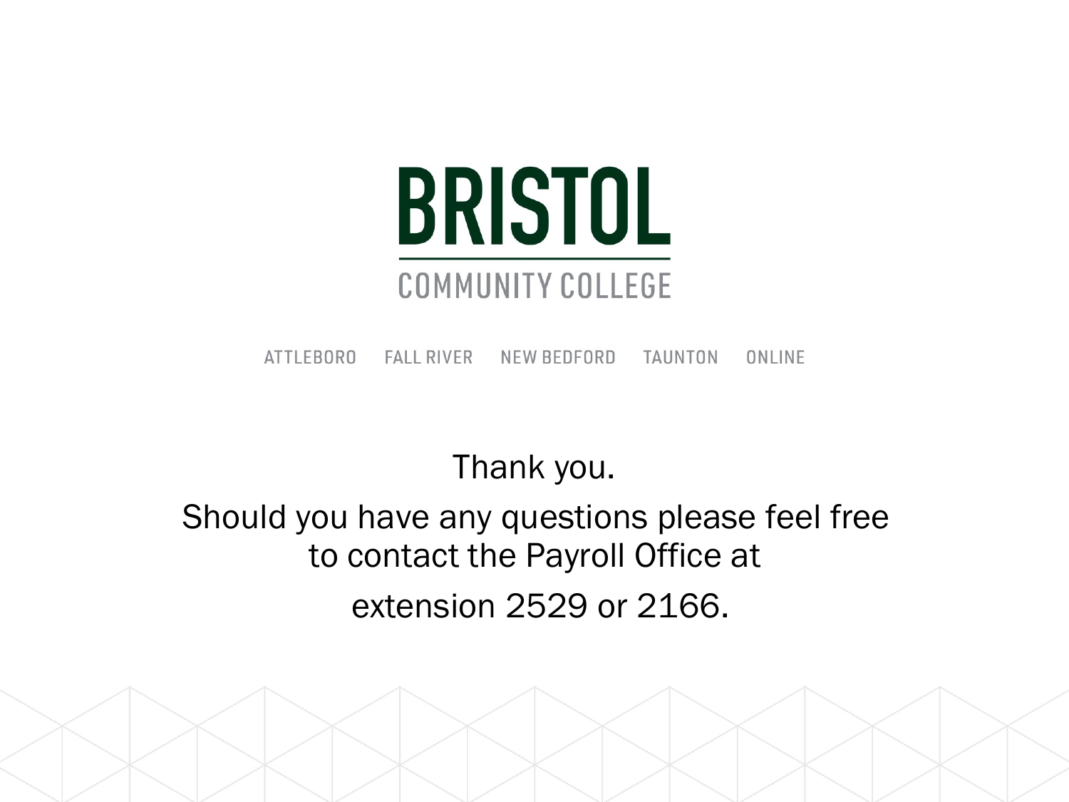BRISTOL

COMMUNITY COLLEGE

ATTLEBORO FALL RIVER NEW BEDFORD TAUNTON ONLINE

Thank you.

Should you have any questions please feel free to contact the Payroll Office at

extension 2529 or 2166.